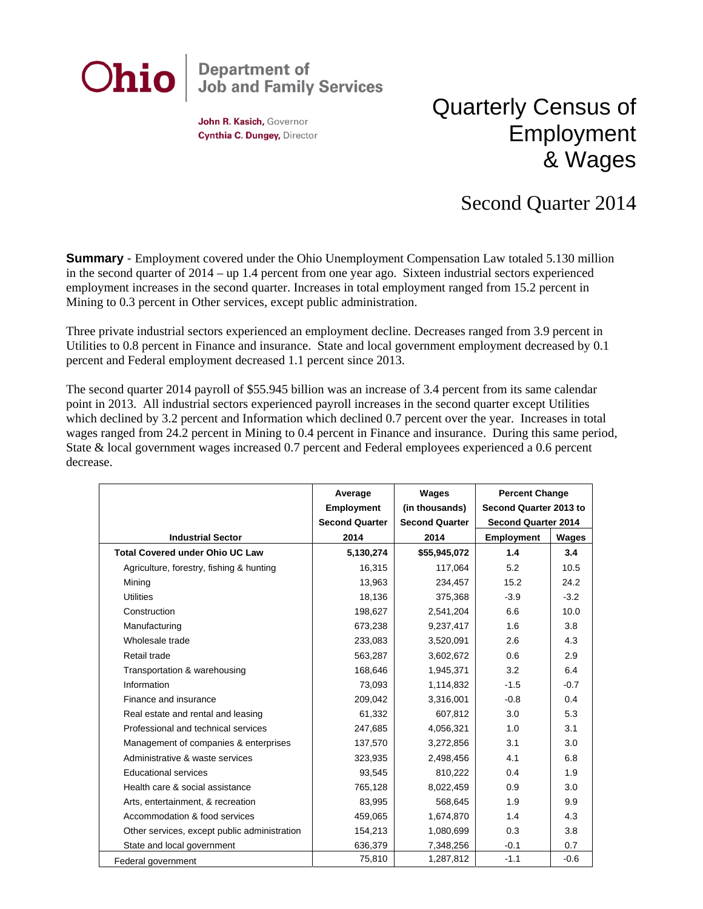Ohio | Department of Job and Family Services

**John R. Kasich,** Governor
**Cynthia C. Dungey,** Director

# Quarterly Census of Employment & Wages

## Second Quarter 2014

**Summary** - Employment covered under the Ohio Unemployment Compensation Law totaled 5.130 million in the second quarter of 2014 – up 1.4 percent from one year ago. Sixteen industrial sectors experienced employment increases in the second quarter. Increases in total employment ranged from 15.2 percent in Mining to 0.3 percent in Other services, except public administration.

Three private industrial sectors experienced an employment decline. Decreases ranged from 3.9 percent in Utilities to 0.8 percent in Finance and insurance. State and local government employment decreased by 0.1 percent and Federal employment decreased 1.1 percent since 2013.

The second quarter 2014 payroll of $55.945 billion was an increase of 3.4 percent from its same calendar point in 2013. All industrial sectors experienced payroll increases in the second quarter except Utilities which declined by 3.2 percent and Information which declined 0.7 percent over the year. Increases in total wages ranged from 24.2 percent in Mining to 0.4 percent in Finance and insurance. During this same period, State & local government wages increased 0.7 percent and Federal employees experienced a 0.6 percent decrease.

| Industrial Sector | Average Employment Second Quarter 2014 | Wages (in thousands) Second Quarter 2014 | Percent Change Second Quarter 2013 to Second Quarter 2014 | |
|---|---|---|---|---|
| | | | Employment | Wages |
| **Total Covered under Ohio UC Law** | **5,130,274** | **$55,945,072** | **1.4** | **3.4** |
| Agriculture, forestry, fishing & hunting | 16,315 | 117,064 | 5.2 | 10.5 |
| Mining | 13,963 | 234,457 | 15.2 | 24.2 |
| Utilities | 18,136 | 375,368 | -3.9 | -3.2 |
| Construction | 198,627 | 2,541,204 | 6.6 | 10.0 |
| Manufacturing | 673,238 | 9,237,417 | 1.6 | 3.8 |
| Wholesale trade | 233,083 | 3,520,091 | 2.6 | 4.3 |
| Retail trade | 563,287 | 3,602,672 | 0.6 | 2.9 |
| Transportation & warehousing | 168,646 | 1,945,371 | 3.2 | 6.4 |
| Information | 73,093 | 1,114,832 | -1.5 | -0.7 |
| Finance and insurance | 209,042 | 3,316,001 | -0.8 | 0.4 |
| Real estate and rental and leasing | 61,332 | 607,812 | 3.0 | 5.3 |
| Professional and technical services | 247,685 | 4,056,321 | 1.0 | 3.1 |
| Management of companies & enterprises | 137,570 | 3,272,856 | 3.1 | 3.0 |
| Administrative & waste services | 323,935 | 2,498,456 | 4.1 | 6.8 |
| Educational services | 93,545 | 810,222 | 0.4 | 1.9 |
| Health care & social assistance | 765,128 | 8,022,459 | 0.9 | 3.0 |
| Arts, entertainment, & recreation | 83,995 | 568,645 | 1.9 | 9.9 |
| Accommodation & food services | 459,065 | 1,674,870 | 1.4 | 4.3 |
| Other services, except public administration | 154,213 | 1,080,699 | 0.3 | 3.8 |
| State and local government | 636,379 | 7,348,256 | -0.1 | 0.7 |
| Federal government | 75,810 | 1,287,812 | -1.1 | -0.6 |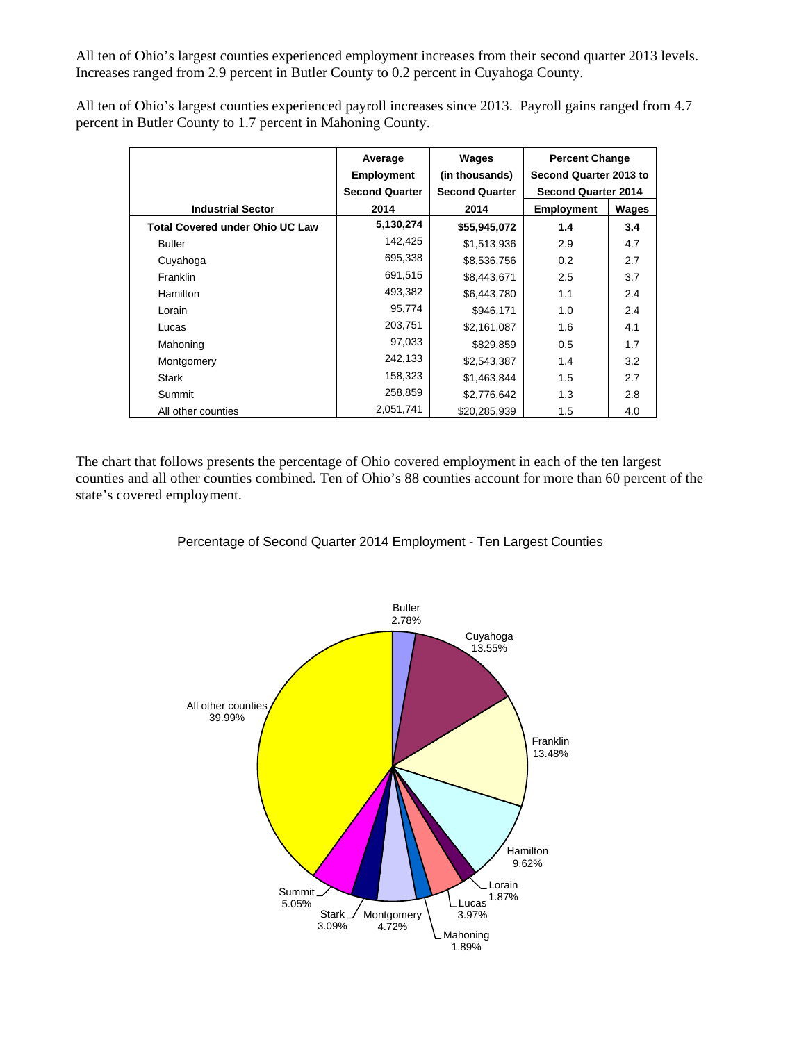All ten of Ohio's largest counties experienced employment increases from their second quarter 2013 levels. Increases ranged from 2.9 percent in Butler County to 0.2 percent in Cuyahoga County.

All ten of Ohio's largest counties experienced payroll increases since 2013. Payroll gains ranged from 4.7 percent in Butler County to 1.7 percent in Mahoning County.

| Industrial Sector | Average Employment Second Quarter 2014 | Wages (in thousands) Second Quarter 2014 | Percent Change Second Quarter 2013 to Second Quarter 2014 | |
|---|---|---|---|---|
| | | | Employment | Wages |
| **Total Covered under Ohio UC Law** | **5,130,274** | **$55,945,072** | **1.4** | **3.4** |
| Butler | 142,425 | $1,513,936 | 2.9 | 4.7 |
| Cuyahoga | 695,338 | $8,536,756 | 0.2 | 2.7 |
| Franklin | 691,515 | $8,443,671 | 2.5 | 3.7 |
| Hamilton | 493,382 | $6,443,780 | 1.1 | 2.4 |
| Lorain | 95,774 | $946,171 | 1.0 | 2.4 |
| Lucas | 203,751 | $2,161,087 | 1.6 | 4.1 |
| Mahoning | 97,033 | $829,859 | 0.5 | 1.7 |
| Montgomery | 242,133 | $2,543,387 | 1.4 | 3.2 |
| Stark | 158,323 | $1,463,844 | 1.5 | 2.7 |
| Summit | 258,859 | $2,776,642 | 1.3 | 2.8 |
| All other counties | 2,051,741 | $20,285,939 | 1.5 | 4.0 |

The chart that follows presents the percentage of Ohio covered employment in each of the ten largest counties and all other counties combined. Ten of Ohio's 88 counties account for more than 60 percent of the state's covered employment.

Percentage of Second Quarter 2014 Employment - Ten Largest Counties

| County | Percentage |
|---|---|
| Butler | 2.78% |
| Cuyahoga | 13.55% |
| Franklin | 13.48% |
| Hamilton | 9.62% |
| Lorain | 1.87% |
| Lucas | 3.97% |
| Mahoning | 1.89% |
| Montgomery | 4.72% |
| Stark | 3.09% |
| Summit | 5.05% |
| All other counties | 39.99% |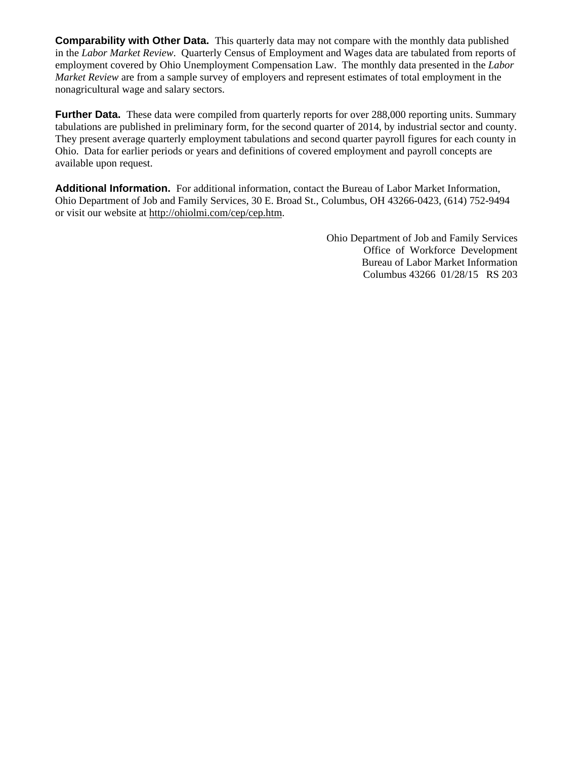**Comparability with Other Data.** This quarterly data may not compare with the monthly data published in the *Labor Market Review*. Quarterly Census of Employment and Wages data are tabulated from reports of employment covered by Ohio Unemployment Compensation Law. The monthly data presented in the *Labor Market Review* are from a sample survey of employers and represent estimates of total employment in the nonagricultural wage and salary sectors.

**Further Data.** These data were compiled from quarterly reports for over 288,000 reporting units. Summary tabulations are published in preliminary form, for the second quarter of 2014, by industrial sector and county. They present average quarterly employment tabulations and second quarter payroll figures for each county in Ohio. Data for earlier periods or years and definitions of covered employment and payroll concepts are available upon request.

**Additional Information.** For additional information, contact the Bureau of Labor Market Information, Ohio Department of Job and Family Services, 30 E. Broad St., Columbus, OH 43266-0423, (614) 752-9494 or visit our website at http://ohiolmi.com/cep/cep.htm.

Ohio Department of Job and Family Services
Office of Workforce Development
Bureau of Labor Market Information
Columbus 43266 01/28/15 RS 203